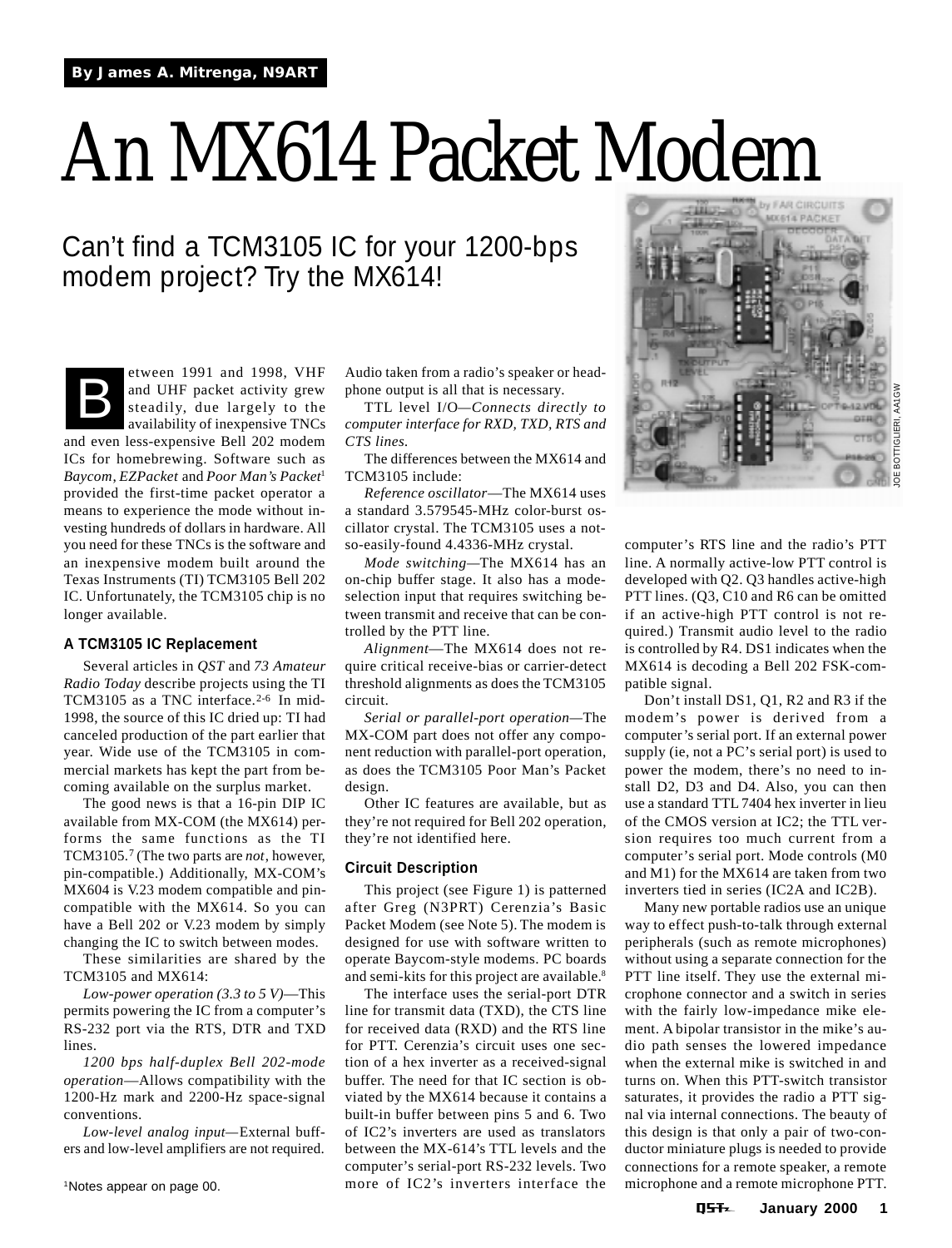By James A. Mitrenga, N9ART

# An MX614 Packet Modem

## Can't find a TCM3105 IC for your 1200-bps modem project? Try the MX614!

Between 1991 and 1998, VHF and UHF packet activity grew steadily, due largely to the availability of inexpensive TNCs and even less-expensive Bell 202 modem ICs for homebrewing. Software such as *Baycom*, *EZPacket* and *Poor Man's Packet*[1] provided the first-time packet operator a means to experience the mode without investing hundreds of dollars in hardware. All you need for these TNCs is the software and an inexpensive modem built around the Texas Instruments (TI) TCM3105 Bell 202 IC. Unfortunately, the TCM3105 chip is no longer available.

### A TCM3105 IC Replacement

Several articles in *QST* and *73 Amateur Radio Today* describe projects using the TI TCM3105 as a TNC interface.[2-6] In mid-1998, the source of this IC dried up: TI had canceled production of the part earlier that year. Wide use of the TCM3105 in commercial markets has kept the part from becoming available on the surplus market.

The good news is that a 16-pin DIP IC available from MX-COM (the MX614) performs the same functions as the TI TCM3105.[7] (The two parts are *not*, however, pin-compatible.) Additionally, MX-COM's MX604 is V.23 modem compatible and pin-compatible with the MX614. So you can have a Bell 202 or V.23 modem by simply changing the IC to switch between modes.

These similarities are shared by the TCM3105 and MX614:

*Low-power operation (3.3 to 5 V)*—This permits powering the IC from a computer's RS-232 port via the RTS, DTR and TXD lines.

*1200 bps half-duplex Bell 202-mode operation*—Allows compatibility with the 1200-Hz mark and 2200-Hz space-signal conventions.

*Low-level analog input*—External buffers and low-level amplifiers are not required. Audio taken from a radio's speaker or headphone output is all that is necessary.

TTL level I/O—*Connects directly to computer interface for RXD, TXD, RTS and CTS lines.*

The differences between the MX614 and TCM3105 include:

*Reference oscillator*—The MX614 uses a standard 3.579545-MHz color-burst oscillator crystal. The TCM3105 uses a not-so-easily-found 4.4336-MHz crystal.

*Mode switching*—The MX614 has an on-chip buffer stage. It also has a mode-selection input that requires switching between transmit and receive that can be controlled by the PTT line.

*Alignment*—The MX614 does not require critical receive-bias or carrier-detect threshold alignments as does the TCM3105 circuit.

*Serial or parallel-port operation*—The MX-COM part does not offer any component reduction with parallel-port operation, as does the TCM3105 Poor Man's Packet design.

Other IC features are available, but as they're not required for Bell 202 operation, they're not identified here.

### Circuit Description

This project (see Figure 1) is patterned after Greg (N3PRT) Cerenzia's Basic Packet Modem (see Note 5). The modem is designed for use with software written to operate Baycom-style modems. PC boards and semi-kits for this project are available.[8]

The interface uses the serial-port DTR line for transmit data (TXD), the CTS line for received data (RXD) and the RTS line for PTT. Cerenzia's circuit uses one section of a hex inverter as a received-signal buffer. The need for that IC section is obviated by the MX614 because it contains a built-in buffer between pins 5 and 6. Two of IC2's inverters are used as translators between the MX-614's TTL levels and the computer's serial-port RS-232 levels. Two more of IC2's inverters interface the computer's RTS line and the radio's PTT line. A normally active-low PTT control is developed with Q2. Q3 handles active-high PTT lines. (Q3, C10 and R6 can be omitted if an active-high PTT control is not required.) Transmit audio level to the radio is controlled by R4. DS1 indicates when the MX614 is decoding a Bell 202 FSK-compatible signal.

Don't install DS1, Q1, R2 and R3 if the modem's power is derived from a computer's serial port. If an external power supply (ie, not a PC's serial port) is used to power the modem, there's no need to install D2, D3 and D4. Also, you can then use a standard TTL 7404 hex inverter in lieu of the CMOS version at IC2; the TTL version requires too much current from a computer's serial port. Mode controls (M0 and M1) for the MX614 are taken from two inverters tied in series (IC2A and IC2B).

Many new portable radios use an unique way to effect push-to-talk through external peripherals (such as remote microphones) without using a separate connection for the PTT line itself. They use the external microphone connector and a switch in series with the fairly low-impedance mike element. A bipolar transistor in the mike's audio path senses the lowered impedance when the external mike is switched in and turns on. When this PTT-switch transistor saturates, it provides the radio a PTT signal via internal connections. The beauty of this design is that only a pair of two-conductor miniature plugs is needed to provide connections for a remote speaker, a remote microphone and a remote microphone PTT.

JOE BOTTIGLIERI, AA1GW

[1]Notes appear on page 00.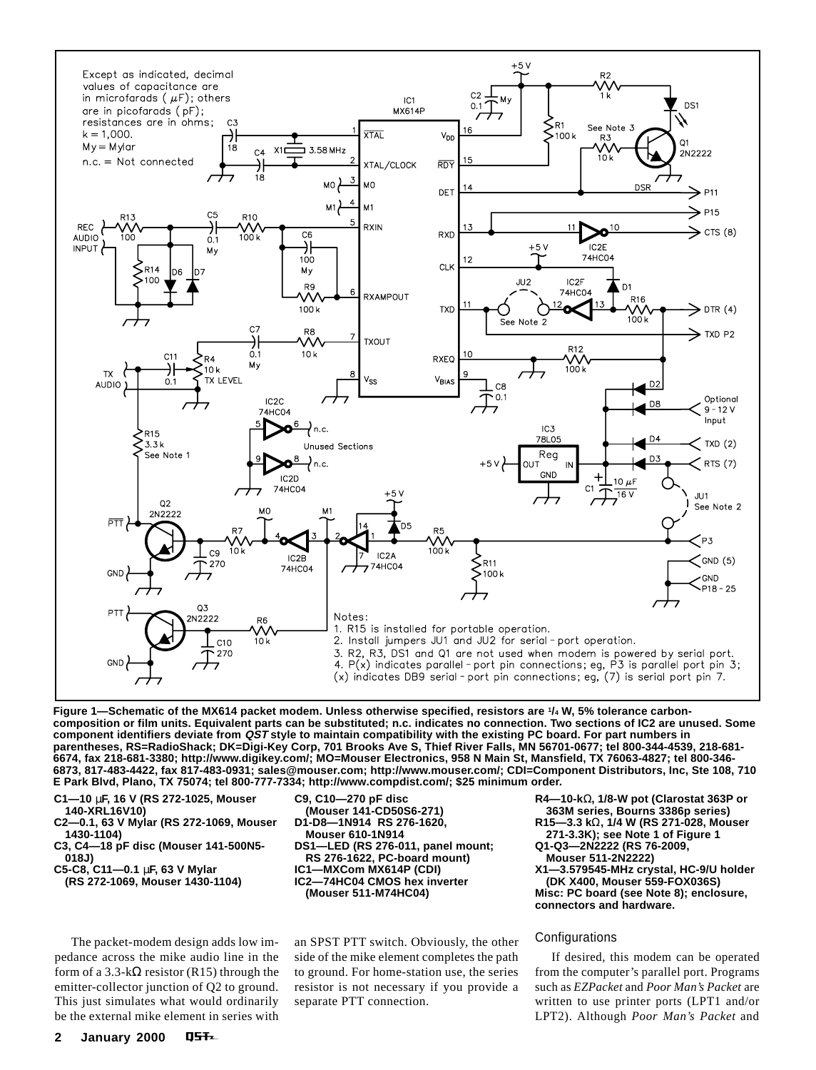Except as indicated, decimal values of capacitance are in microfarads ( $\mu$F); others are in picofarads ( pF); resistances are in ohms; k = 1,000. My = Mylar n.c. = Not connected

Notes:
1. R15 is installed for portable operation.
2. Install jumpers JU1 and JU2 for serial-port operation.
3. R2, R3, DS1 and Q1 are not used when modem is powered by serial port.
4. P(x) indicates parallel-port pin connections; eg, P3 is parallel port pin 3; (x) indicates DB9 serial-port pin connections; eg, (7) is serial port pin 7.

**Figure 1—Schematic of the MX614 packet modem. Unless otherwise specified, resistors are 1/4 W, 5% tolerance carbon-composition or film units. Equivalent parts can be substituted; n.c. indicates no connection. Two sections of IC2 are unused. Some component identifiers deviate from *QST* style to maintain compatibility with the existing PC board. For part numbers in parentheses, RS=RadioShack; DK=Digi-Key Corp, 701 Brooks Ave S, Thief River Falls, MN 56701-0677; tel 800-344-4539, 218-681-6674, fax 218-681-3380; http://www.digikey.com/; MO=Mouser Electronics, 958 N Main St, Mansfield, TX 76063-4827; tel 800-346-6873, 817-483-4422, fax 817-483-0931; sales@mouser.com; http://www.mouser.com/; CDI=Component Distributors, Inc, Ste 108, 710 E Park Blvd, Plano, TX 75074; tel 800-777-7334; http://www.compdist.com/; $25 minimum order.**

**C1—10 µF, 16 V (RS 272-1025, Mouser 140-XRL16V10)**
**C2—0.1, 63 V Mylar (RS 272-1069, Mouser 1430-1104)**
**C3, C4—18 pF disc (Mouser 141-500N5-018J)**
**C5-C8, C11—0.1 µF, 63 V Mylar (RS 272-1069, Mouser 1430-1104)**
**C9, C10—270 pF disc (Mouser 141-CD50S6-271)**
**D1-D8—1N914 RS 276-1620, Mouser 610-1N914**
**DS1—LED (RS 276-011, panel mount; RS 276-1622, PC-board mount)**
**IC1—MXCom MX614P (CDI)**
**IC2—74HC04 CMOS hex inverter (Mouser 511-M74HC04)**
**R4—10-kΩ, 1/8-W pot (Clarostat 363P or 363M series, Bourns 3386p series)**
**R15—3.3 kΩ, 1/4 W (RS 271-028, Mouser 271-3.3K); see Note 1 of Figure 1**
**Q1-Q3—2N2222 (RS 76-2009, Mouser 511-2N2222)**
**X1—3.579545-MHz crystal, HC-9/U holder (DK X400, Mouser 559-FOX036S)**
**Misc: PC board (see Note 8); enclosure, connectors and hardware.**

The packet-modem design adds low impedance across the mike audio line in the form of a 3.3-kΩ resistor (R15) through the emitter-collector junction of Q2 to ground. This just simulates what would ordinarily be the external mike element in series with an SPST PTT switch. Obviously, the other side of the mike element completes the path to ground. For home-station use, the series resistor is not necessary if you provide a separate PTT connection.

## Configurations

If desired, this modem can be operated from the computer's parallel port. Programs such as *EZPacket* and *Poor Man's Packet* are written to use printer ports (LPT1 and/or LPT2). Although *Poor Man's Packet* and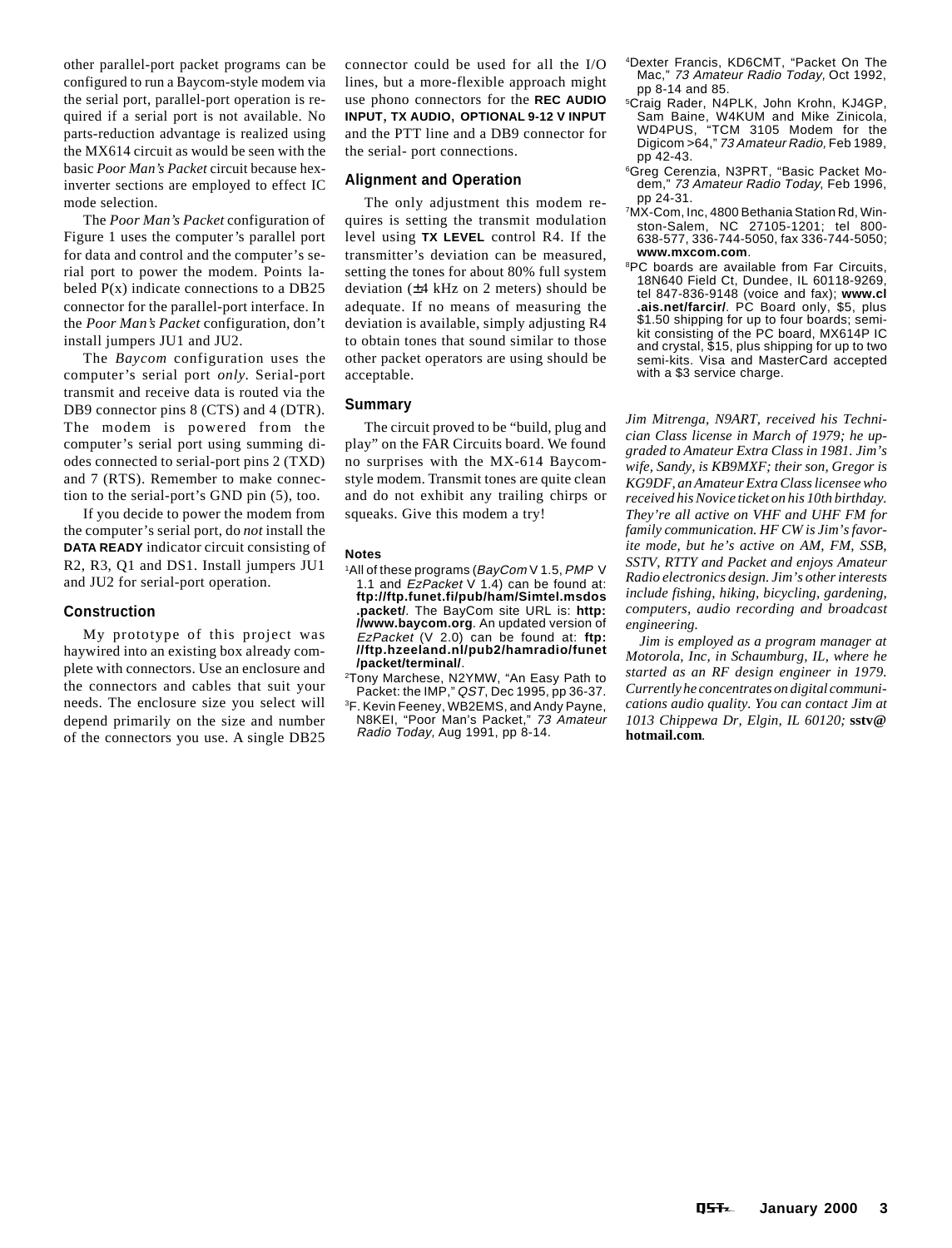other parallel-port packet programs can be configured to run a Baycom-style modem via the serial port, parallel-port operation is required if a serial port is not available. No parts-reduction advantage is realized using the MX614 circuit as would be seen with the basic *Poor Man's Packet* circuit because hex-inverter sections are employed to effect IC mode selection.

The *Poor Man's Packet* configuration of Figure 1 uses the computer's parallel port for data and control and the computer's serial port to power the modem. Points labeled P(x) indicate connections to a DB25 connector for the parallel-port interface. In the *Poor Man's Packet* configuration, don't install jumpers JU1 and JU2.

The *Baycom* configuration uses the computer's serial port *only*. Serial-port transmit and receive data is routed via the DB9 connector pins 8 (CTS) and 4 (DTR). The modem is powered from the computer's serial port using summing diodes connected to serial-port pins 2 (TXD) and 7 (RTS). Remember to make connection to the serial-port's GND pin (5), too.

If you decide to power the modem from the computer's serial port, do *not* install the **DATA READY** indicator circuit consisting of R2, R3, Q1 and DS1. Install jumpers JU1 and JU2 for serial-port operation.

## Construction

My prototype of this project was haywired into an existing box already complete with connectors. Use an enclosure and the connectors and cables that suit your needs. The enclosure size you select will depend primarily on the size and number of the connectors you use. A single DB25 connector could be used for all the I/O lines, but a more-flexible approach might use phono connectors for the **REC AUDIO INPUT, TX AUDIO, OPTIONAL 9-12 V INPUT** and the PTT line and a DB9 connector for the serial- port connections.

## Alignment and Operation

The only adjustment this modem requires is setting the transmit modulation level using **TX LEVEL** control R4. If the transmitter's deviation can be measured, setting the tones for about 80% full system deviation (±4 kHz on 2 meters) should be adequate. If no means of measuring the deviation is available, simply adjusting R4 to obtain tones that sound similar to those other packet operators are using should be acceptable.

## Summary

The circuit proved to be "build, plug and play" on the FAR Circuits board. We found no surprises with the MX-614 Baycom-style modem. Transmit tones are quite clean and do not exhibit any trailing chirps or squeaks. Give this modem a try!

### Notes

[1]All of these programs (*BayCom* V 1.5, *PMP* V 1.1 and *EzPacket* V 1.4) can be found at: **ftp://ftp.funet.fi/pub/ham/Simtel.msdos.packet/**. The BayCom site URL is: **http://www.baycom.org**. An updated version of *EzPacket* (V 2.0) can be found at: **ftp://ftp.hzeeland.nl/pub2/hamradio/funet/packet/terminal/**.

[2]Tony Marchese, N2YMW, "An Easy Path to Packet: the IMP," *QST*, Dec 1995, pp 36-37.

[3]F. Kevin Feeney, WB2EMS, and Andy Payne, N8KEI, "Poor Man's Packet," *73 Amateur Radio Today,* Aug 1991, pp 8-14.

[4]Dexter Francis, KD6CMT, "Packet On The Mac," *73 Amateur Radio Today,* Oct 1992, pp 8-14 and 85.

[5]Craig Rader, N4PLK, John Krohn, KJ4GP, Sam Baine, W4KUM and Mike Zinicola, WD4PUS, "TCM 3105 Modem for the Digicom >64," *73 Amateur Radio,* Feb 1989, pp 42-43.

[6]Greg Cerenzia, N3PRT, "Basic Packet Modem," *73 Amateur Radio Today*, Feb 1996, pp 24-31.

[7]MX-Com, Inc, 4800 Bethania Station Rd, Winston-Salem, NC 27105-1201; tel 800-638-577, 336-744-5050, fax 336-744-5050; **www.mxcom.com**.

[8]PC boards are available from Far Circuits, 18N640 Field Ct, Dundee, IL 60118-9269, tel 847-836-9148 (voice and fax); **www.cl.ais.net/farcir/**. PC Board only, $5, plus $1.50 shipping for up to four boards; semi-kit consisting of the PC board, MX614P IC and crystal, $15, plus shipping for up to two semi-kits. Visa and MasterCard accepted with a $3 service charge.

*Jim Mitrenga, N9ART, received his Technician Class license in March of 1979; he upgraded to Amateur Extra Class in 1981. Jim's wife, Sandy, is KB9MXF; their son, Gregor is KG9DF, an Amateur Extra Class licensee who received his Novice ticket on his 10th birthday. They're all active on VHF and UHF FM for family communication. HF CW is Jim's favorite mode, but he's active on AM, FM, SSB, SSTV, RTTY and Packet and enjoys Amateur Radio electronics design. Jim's other interests include fishing, hiking, bicycling, gardening, computers, audio recording and broadcast engineering.*

*Jim is employed as a program manager at Motorola, Inc, in Schaumburg, IL, where he started as an RF design engineer in 1979. Currently he concentrates on digital communications audio quality. You can contact Jim at 1013 Chippewa Dr, Elgin, IL 60120;* **sstv@hotmail.com***.*